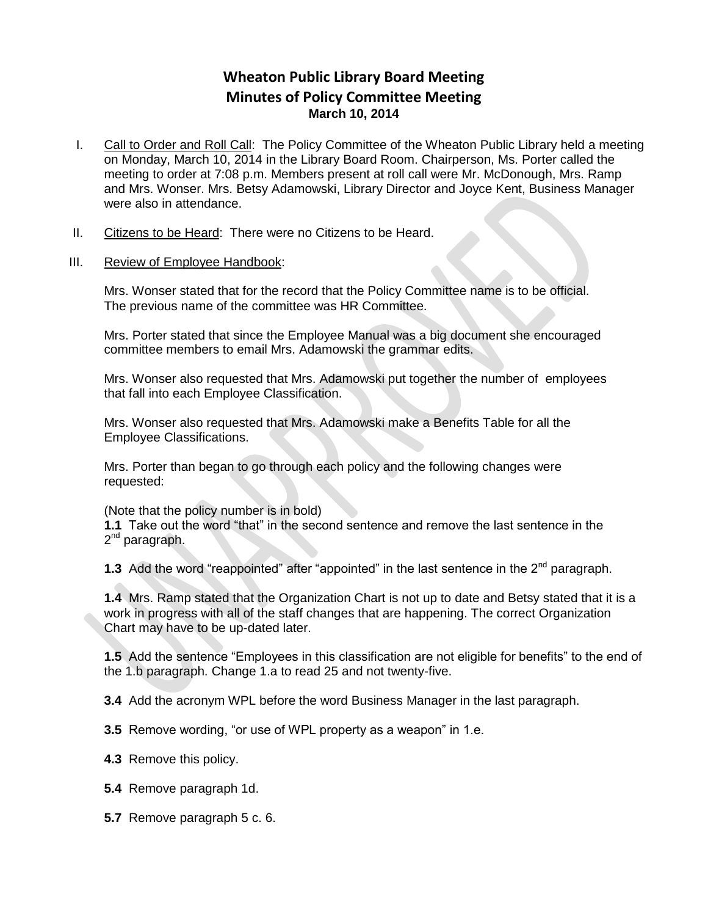# Wheaton Public Library Board Meeting
## Minutes of Policy Committee Meeting
### March 10, 2014

I. Call to Order and Roll Call: The Policy Committee of the Wheaton Public Library held a meeting on Monday, March 10, 2014 in the Library Board Room. Chairperson, Ms. Porter called the meeting to order at 7:08 p.m. Members present at roll call were Mr. McDonough, Mrs. Ramp and Mrs. Wonser. Mrs. Betsy Adamowski, Library Director and Joyce Kent, Business Manager were also in attendance.

II. Citizens to be Heard: There were no Citizens to be Heard.

III. Review of Employee Handbook:

Mrs. Wonser stated that for the record that the Policy Committee name is to be official. The previous name of the committee was HR Committee.

Mrs. Porter stated that since the Employee Manual was a big document she encouraged committee members to email Mrs. Adamowski the grammar edits.

Mrs. Wonser also requested that Mrs. Adamowski put together the number of employees that fall into each Employee Classification.

Mrs. Wonser also requested that Mrs. Adamowski make a Benefits Table for all the Employee Classifications.

Mrs. Porter than began to go through each policy and the following changes were requested:

(Note that the policy number is in bold)

**1.1** Take out the word "that" in the second sentence and remove the last sentence in the 2nd paragraph.

**1.3** Add the word "reappointed" after "appointed" in the last sentence in the 2nd paragraph.

**1.4** Mrs. Ramp stated that the Organization Chart is not up to date and Betsy stated that it is a work in progress with all of the staff changes that are happening. The correct Organization Chart may have to be up-dated later.

**1.5** Add the sentence "Employees in this classification are not eligible for benefits" to the end of the 1.b paragraph. Change 1.a to read 25 and not twenty-five.

**3.4** Add the acronym WPL before the word Business Manager in the last paragraph.

**3.5** Remove wording, "or use of WPL property as a weapon" in 1.e.

**4.3** Remove this policy.

**5.4** Remove paragraph 1d.

**5.7** Remove paragraph 5 c. 6.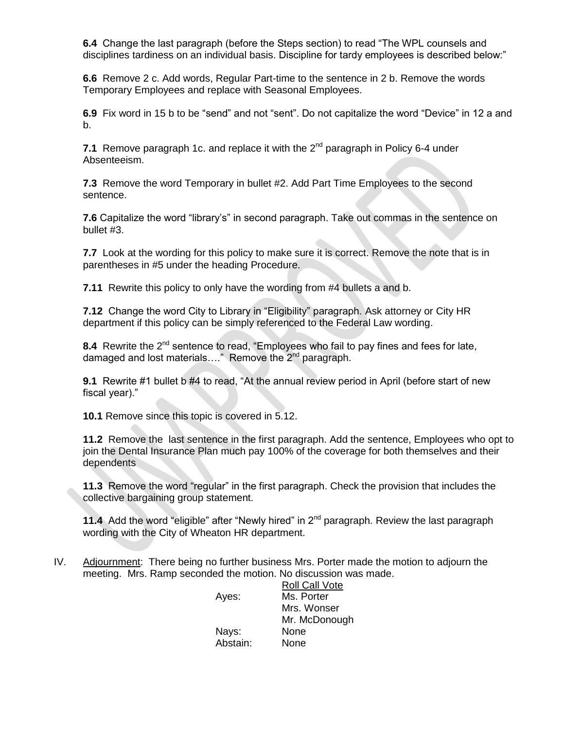**6.4** Change the last paragraph (before the Steps section) to read "The WPL counsels and disciplines tardiness on an individual basis. Discipline for tardy employees is described below:"

**6.6** Remove 2 c. Add words, Regular Part-time to the sentence in 2 b. Remove the words Temporary Employees and replace with Seasonal Employees.

**6.9** Fix word in 15 b to be "send" and not "sent". Do not capitalize the word "Device" in 12 a and b.

**7.1** Remove paragraph 1c. and replace it with the 2nd paragraph in Policy 6-4 under Absenteeism.

**7.3** Remove the word Temporary in bullet #2. Add Part Time Employees to the second sentence.

**7.6** Capitalize the word "library's" in second paragraph. Take out commas in the sentence on bullet #3.

**7.7** Look at the wording for this policy to make sure it is correct. Remove the note that is in parentheses in #5 under the heading Procedure.

**7.11** Rewrite this policy to only have the wording from #4 bullets a and b.

**7.12** Change the word City to Library in "Eligibility" paragraph. Ask attorney or City HR department if this policy can be simply referenced to the Federal Law wording.

**8.4** Rewrite the 2nd sentence to read, "Employees who fail to pay fines and fees for late, damaged and lost materials…." Remove the 2nd paragraph.

**9.1** Rewrite #1 bullet b #4 to read, "At the annual review period in April (before start of new fiscal year)."

**10.1** Remove since this topic is covered in 5.12.

**11.2** Remove the last sentence in the first paragraph. Add the sentence, Employees who opt to join the Dental Insurance Plan much pay 100% of the coverage for both themselves and their dependents

**11.3** Remove the word "regular" in the first paragraph. Check the provision that includes the collective bargaining group statement.

**11.4** Add the word "eligible" after "Newly hired" in 2nd paragraph. Review the last paragraph wording with the City of Wheaton HR department.

IV. Adjournment: There being no further business Mrs. Porter made the motion to adjourn the meeting. Mrs. Ramp seconded the motion. No discussion was made.

| | Roll Call Vote |
|---|---|
| Ayes: | Ms. Porter |
| | Mrs. Wonser |
| | Mr. McDonough |
| Nays: | None |
| Abstain: | None |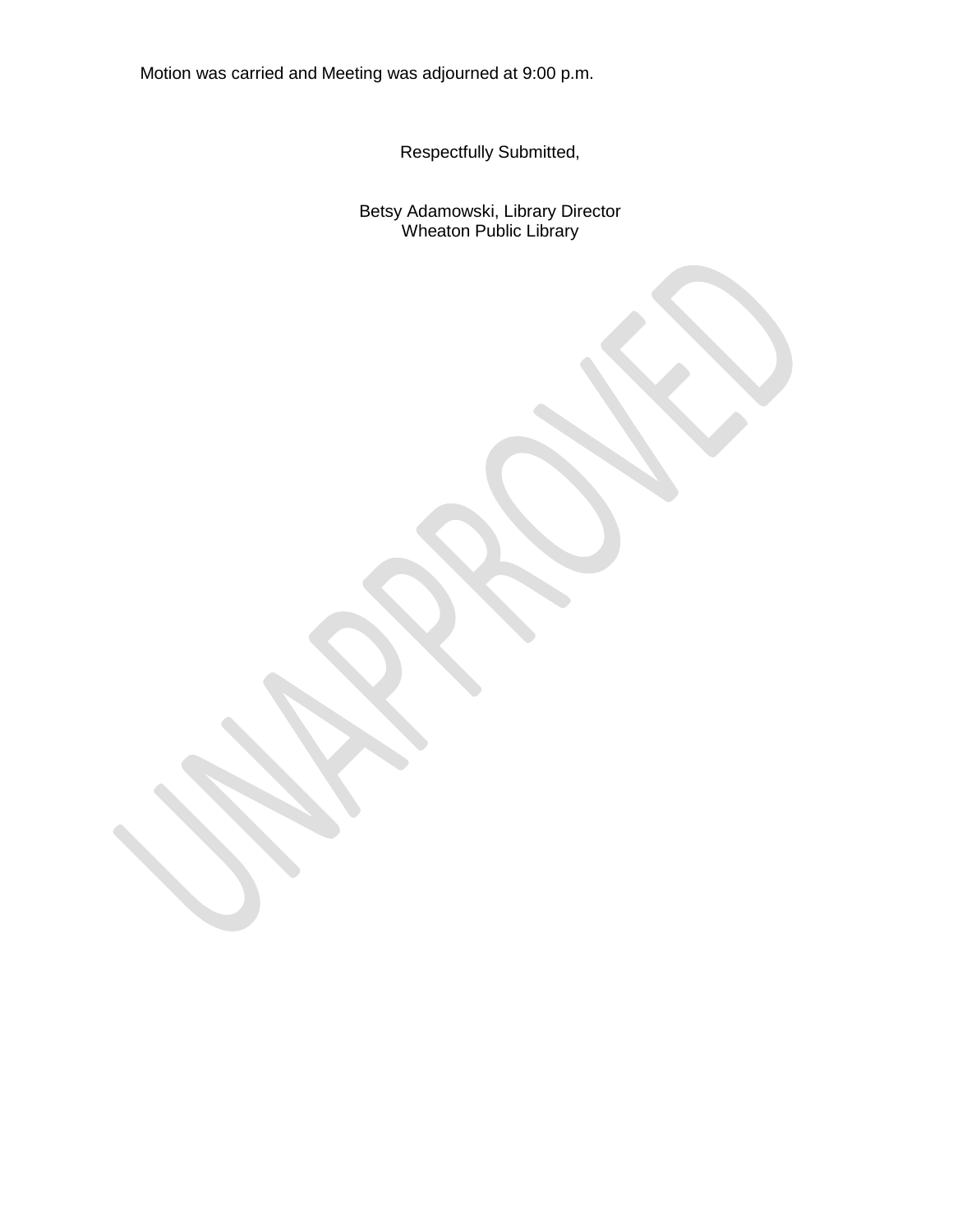Motion was carried and Meeting was adjourned at 9:00 p.m.

Respectfully Submitted,

Betsy Adamowski, Library Director
Wheaton Public Library

UNAPPROVED